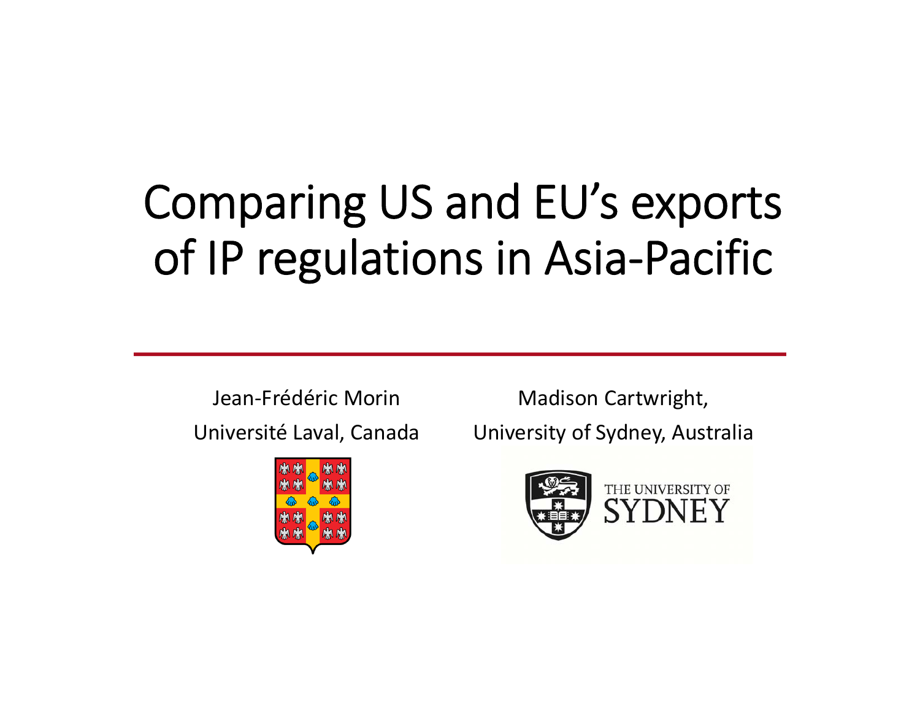# Comparing US and EU's exports of IP regulations in Asia-Pacific

Jean-Frédéric Morin
Université Laval, Canada

Madison Cartwright,
University of Sydney, Australia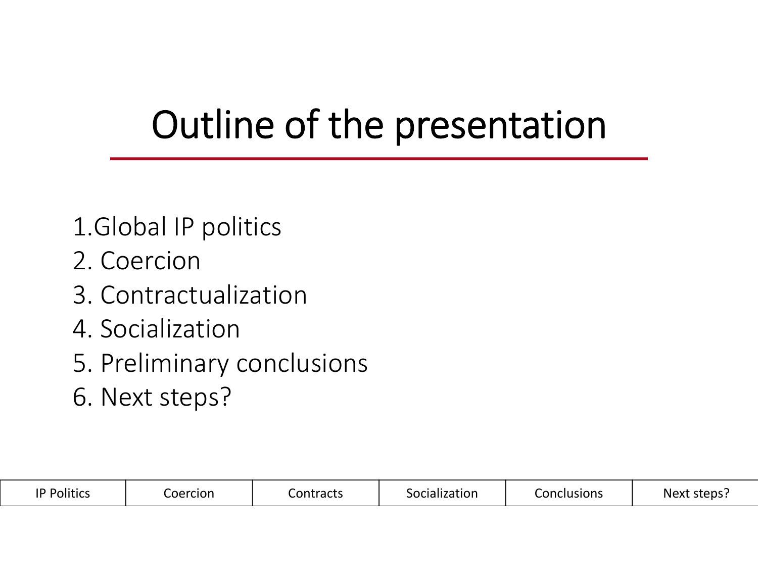# Outline of the presentation

1. Global IP politics
2. Coercion
3. Contractualization
4. Socialization
5. Preliminary conclusions
6. Next steps?

| IP Politics | Coercion | Contracts | Socialization | Conclusions | Next steps? |
| --- | --- | --- | --- | --- | --- |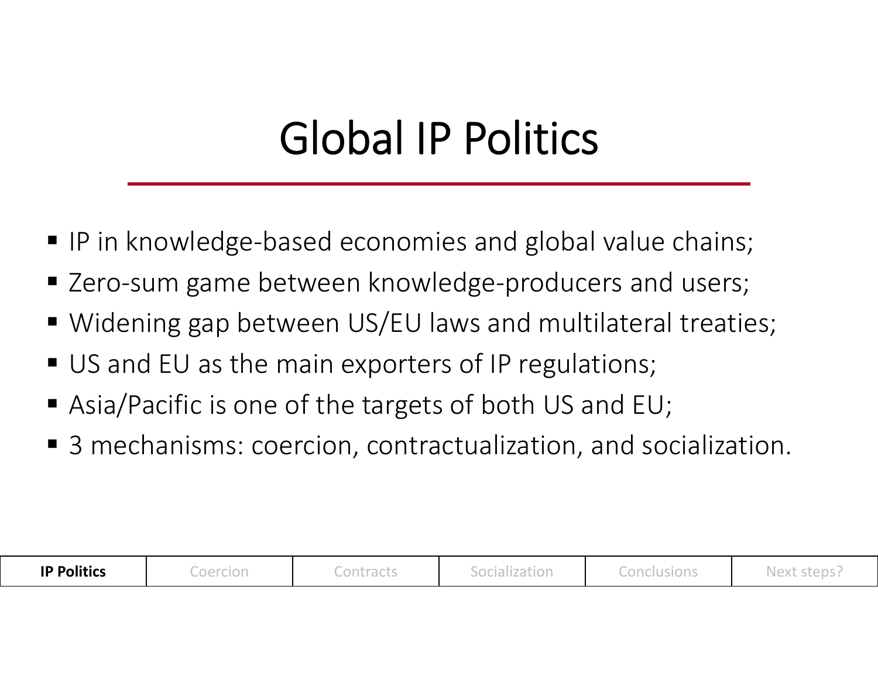# Global IP Politics

- IP in knowledge-based economies and global value chains;
- Zero-sum game between knowledge-producers and users;
- Widening gap between US/EU laws and multilateral treaties;
- US and EU as the main exporters of IP regulations;
- Asia/Pacific is one of the targets of both US and EU;
- 3 mechanisms: coercion, contractualization, and socialization.

| **IP Politics** | Coercion | Contracts | Socialization | Conclusions | Next steps? |
| --- | --- | --- | --- | --- | --- |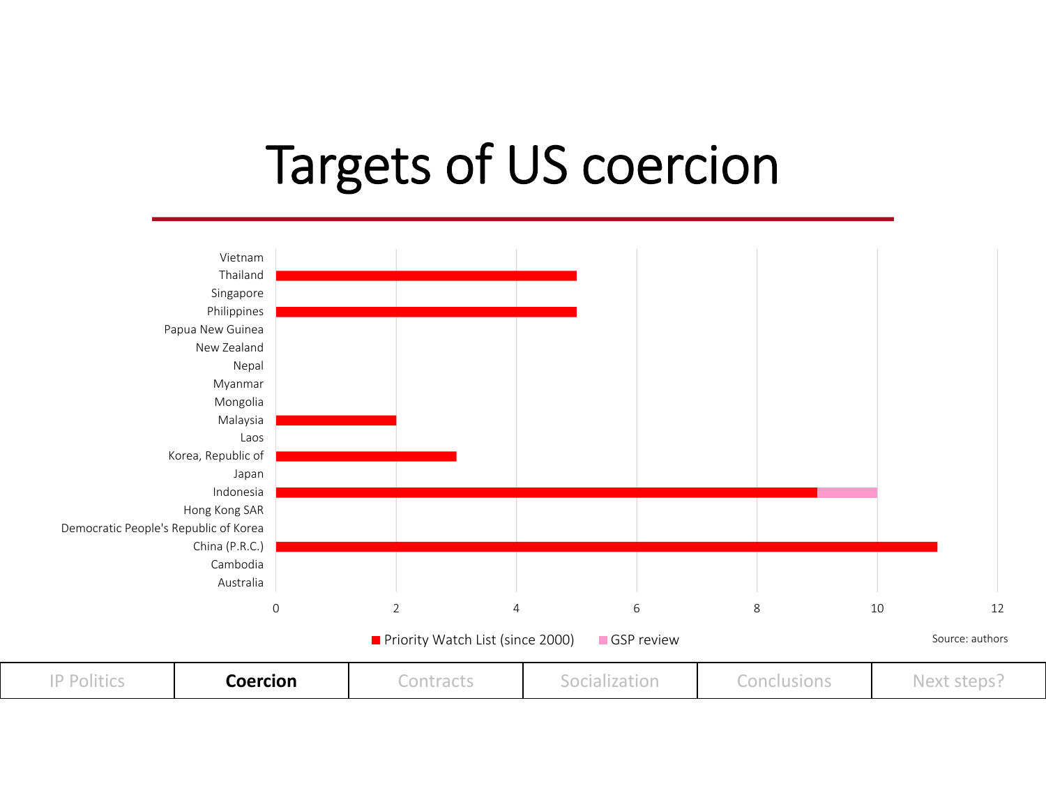# Targets of US coercion

| Country | Priority Watch List (since 2000) | GSP review |
|---|---|---|
| Vietnam | | |
| Thailand | 5 | |
| Singapore | | |
| Philippines | 5 | |
| Papua New Guinea | | |
| New Zealand | | |
| Nepal | | |
| Myanmar | | |
| Mongolia | | |
| Malaysia | 2 | |
| Laos | | |
| Korea, Republic of | 3 | |
| Japan | | |
| Indonesia | 9 | 1 |
| Hong Kong SAR | | |
| Democratic People's Republic of Korea | | |
| China (P.R.C.) | 11 | |
| Cambodia | | |
| Australia | | |

Source: authors

IP Politics | **Coercion** | Contracts | Socialization | Conclusions | Next steps?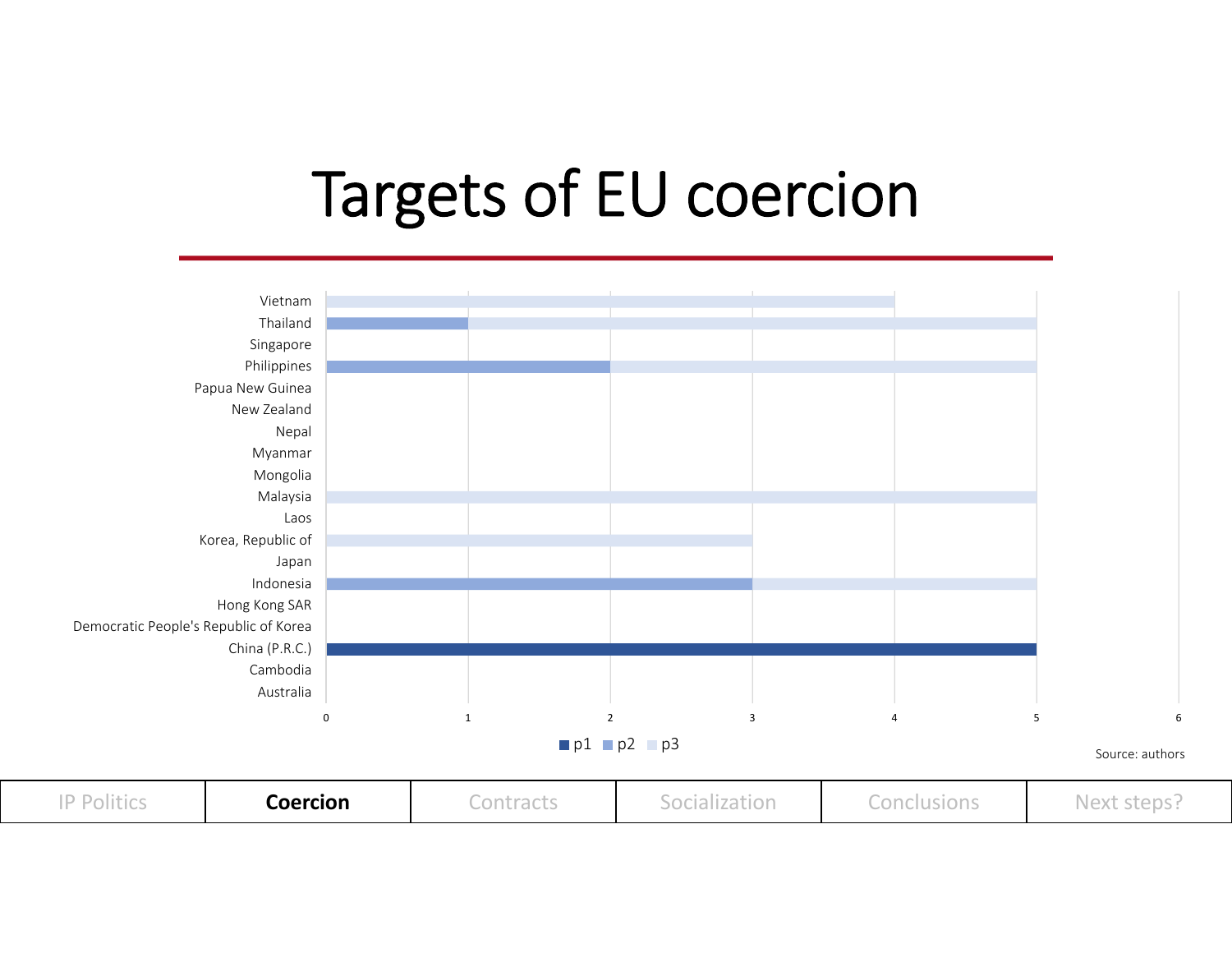# Targets of EU coercion

| Country | p1 | p2 | p3 |
|---|---|---|---|
| Vietnam | | | 4 |
| Thailand | | 1 | 4 |
| Singapore | | | |
| Philippines | | 2 | 3 |
| Papua New Guinea | | | |
| New Zealand | | | |
| Nepal | | | |
| Myanmar | | | |
| Mongolia | | | |
| Malaysia | | | 5 |
| Laos | | | |
| Korea, Republic of | | | 3 |
| Japan | | | |
| Indonesia | | 3 | 2 |
| Hong Kong SAR | | | |
| Democratic People's Republic of Korea | | | |
| China (P.R.C.) | 5 | | |
| Cambodia | | | |
| Australia | | | |

Source: authors

IP Politics | **Coercion** | Contracts | Socialization | Conclusions | Next steps?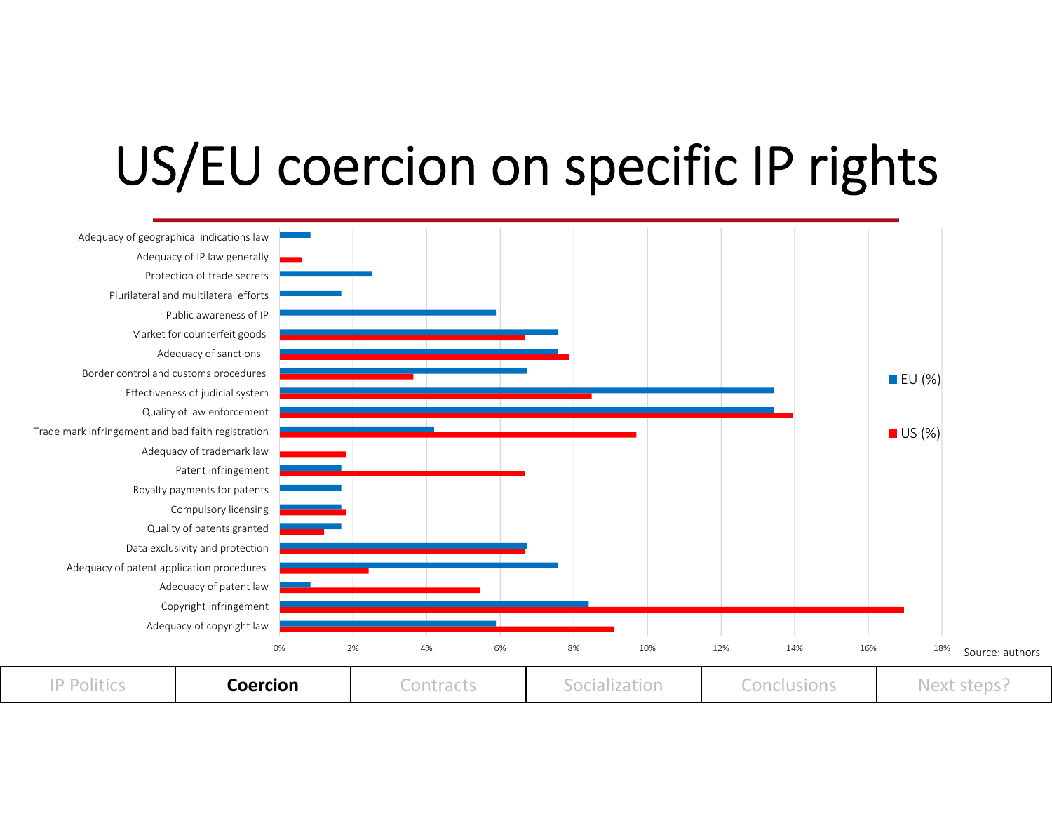# US/EU coercion on specific IP rights

| Category | EU (%) | US (%) |
|---|---|---|
| Adequacy of geographical indications law | ~0.8% | |
| Adequacy of IP law generally | | ~0.6% |
| Protection of trade secrets | ~2.5% | |
| Plurilateral and multilateral efforts | ~1.7% | |
| Public awareness of IP | ~5.9% | |
| Market for counterfeit goods | ~7.6% | ~6.7% |
| Adequacy of sanctions | ~7.6% | ~7.9% |
| Border control and customs procedures | ~6.7% | ~3.6% |
| Effectiveness of judicial system | ~13.4% | ~8.5% |
| Quality of law enforcement | ~13.4% | ~13.9% |
| Trade mark infringement and bad faith registration | ~4.2% | ~9.7% |
| Adequacy of trademark law | | ~1.8% |
| Patent infringement | ~1.7% | ~6.7% |
| Royalty payments for patents | ~1.7% | |
| Compulsory licensing | ~1.7% | ~1.8% |
| Quality of patents granted | ~1.7% | ~1.2% |
| Data exclusivity and protection | ~6.7% | ~6.7% |
| Adequacy of patent application procedures | ~7.6% | ~2.4% |
| Adequacy of patent law | ~0.8% | ~5.5% |
| Copyright infringement | ~8.4% | ~17.0% |
| Adequacy of copyright law | ~5.9% | ~9.1% |

Source: authors

IP Politics | **Coercion** | Contracts | Socialization | Conclusions | Next steps?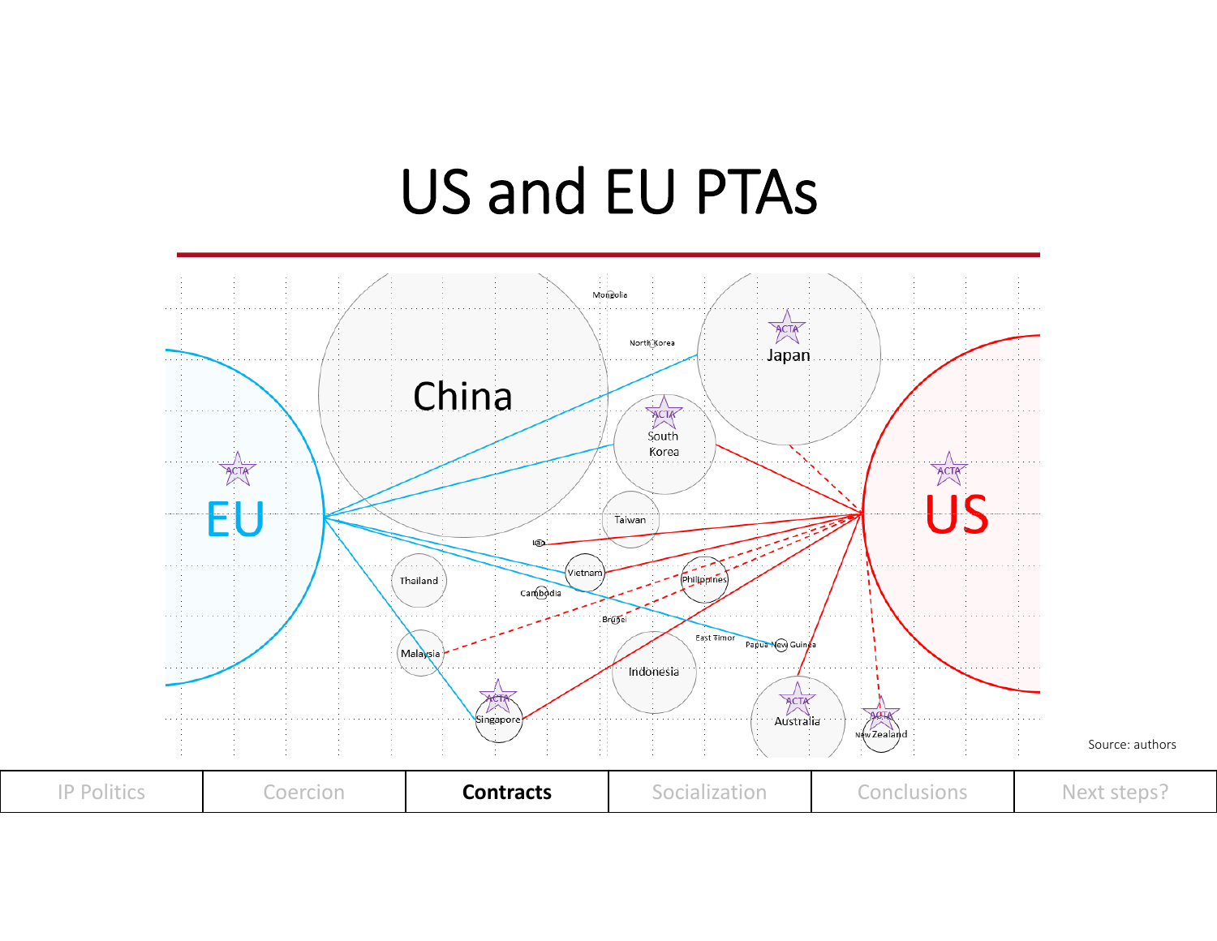# US and EU PTAs

EU, ACTA, China, Mongolia, North Korea, Japan, ACTA, South Korea, ACTA, US, ACTA, Taiwan, Laos, Vietnam, Thailand, Cambodia, Philippines, Brunei, East Timor, Papua New Guinea, Malaysia, Indonesia, Singapore, ACTA, Australia, ACTA, New Zealand, ACTA

Source: authors

| IP Politics | Coercion | **Contracts** | Socialization | Conclusions | Next steps? |
|---|---|---|---|---|---|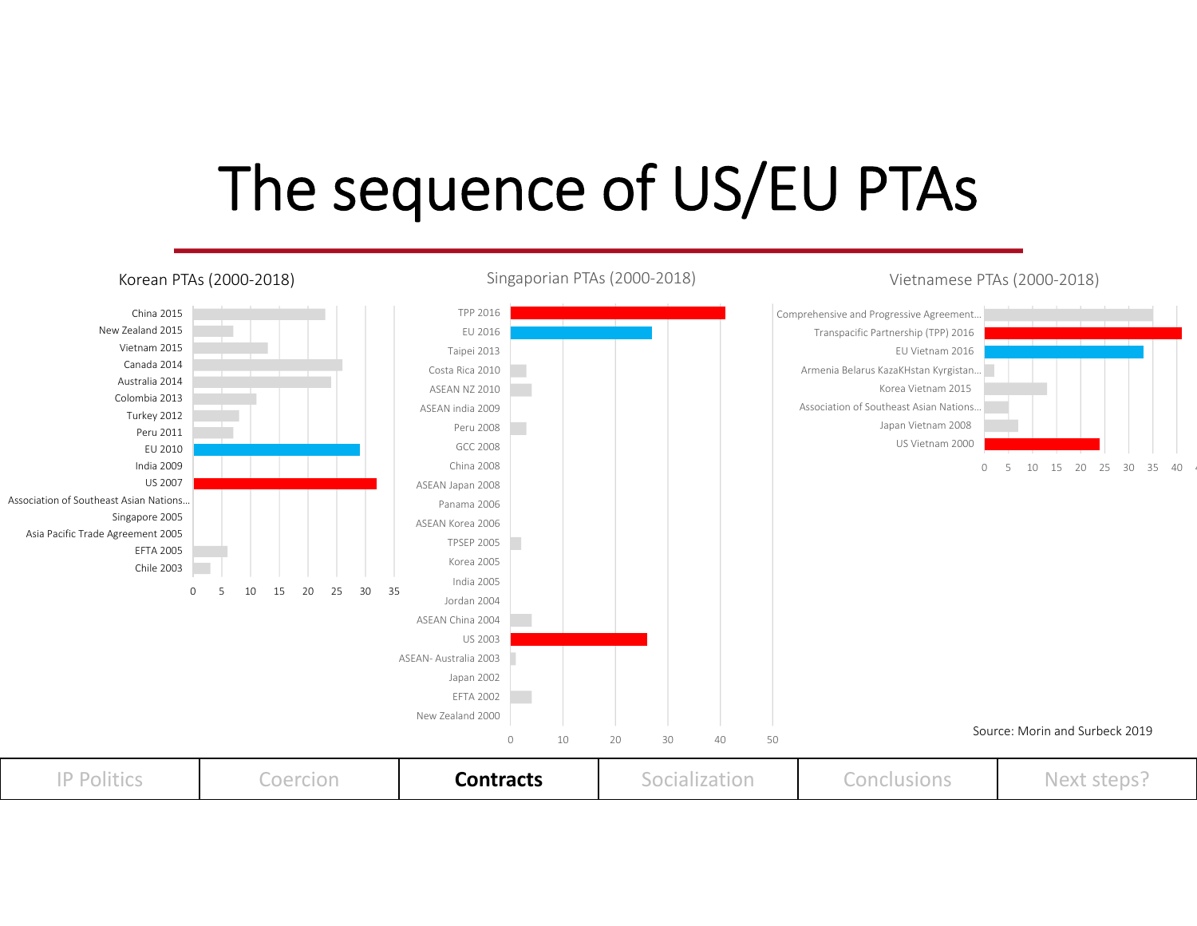# The sequence of US/EU PTAs

### Korean PTAs (2000-2018)

| Agreement | Value |
|---|---|
| China 2015 | ~23 |
| New Zealand 2015 | ~7 |
| Vietnam 2015 | ~13 |
| Canada 2014 | ~26 |
| Australia 2014 | ~24 |
| Colombia 2013 | ~11 |
| Turkey 2012 | ~8 |
| Peru 2011 | ~7 |
| EU 2010 | ~29 |
| India 2009 | |
| US 2007 | ~32 |
| Association of Southeast Asian Nations... | |
| Singapore 2005 | |
| Asia Pacific Trade Agreement 2005 | |
| EFTA 2005 | ~6 |
| Chile 2003 | ~3 |

### Singaporian PTAs (2000-2018)

| Agreement | Value |
|---|---|
| TPP 2016 | ~41 |
| EU 2016 | ~27 |
| Taipei 2013 | |
| Costa Rica 2010 | ~3 |
| ASEAN NZ 2010 | ~4 |
| ASEAN india 2009 | |
| Peru 2008 | ~3 |
| GCC 2008 | |
| China 2008 | |
| ASEAN Japan 2008 | |
| Panama 2006 | |
| ASEAN Korea 2006 | |
| TPSEP 2005 | ~2 |
| Korea 2005 | |
| India 2005 | |
| Jordan 2004 | |
| ASEAN China 2004 | ~4 |
| US 2003 | ~26 |
| ASEAN- Australia 2003 | ~1 |
| Japan 2002 | |
| EFTA 2002 | ~4 |
| New Zealand 2000 | |

### Vietnamese PTAs (2000-2018)

| Agreement | Value |
|---|---|
| Comprehensive and Progressive Agreement... | ~35 |
| Transpacific Partnership (TPP) 2016 | ~41 |
| EU Vietnam 2016 | ~33 |
| Armenia Belarus KazaKHstan Kyrgystan... | ~2 |
| Korea Vietnam 2015 | ~13 |
| Association of Southeast Asian Nations... | ~5 |
| Japan Vietnam 2008 | ~7 |
| US Vietnam 2000 | ~24 |

Source: Morin and Surbeck 2019

IP Politics | Coercion | **Contracts** | Socialization | Conclusions | Next steps?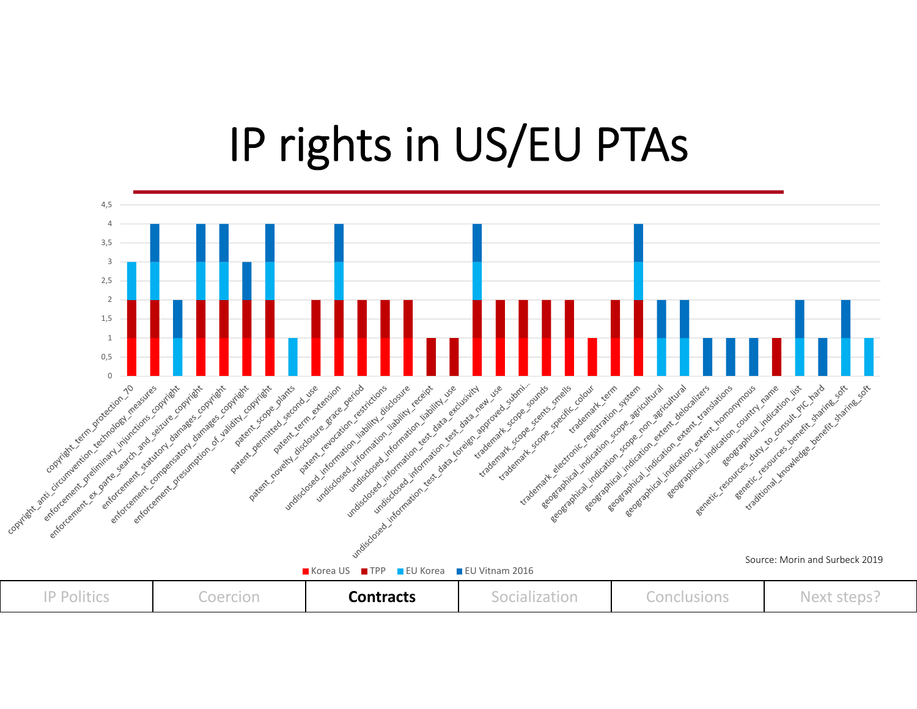# IP rights in US/EU PTAs

| Provision | Korea US | TPP | EU Korea | EU Vitnam 2016 |
|---|---|---|---|---|
| copyright_term_protection_70 | 1 | 1 | 1 | |
| copyright_anti_circumvention_technology_measures | 1 | 1 | 1 | 1 |
| enforcement_preliminary_injunctions_copyright | | | 1 | 1 |
| enforcement_ex_parte_search_and_seizure_copyright | 1 | 1 | 1 | 1 |
| enforcement_statutory_damages_copyright | 1 | 1 | 1 | 1 |
| enforcement_compensatory_damages_copyright | 1 | 1 | | 1 |
| enforcement_presumption_of_validity_copyright | 1 | 1 | 1 | 1 |
| patent_scope_plants | | | 1 | |
| patent_permitted_second_use | 1 | 1 | | |
| patent_term_extension | 1 | 1 | 1 | 1 |
| patent_novelty_disclosure_grace_period | 1 | 1 | | |
| patent_revocation_restrictions | 1 | 1 | | |
| undisclosed_information_liability_disclosure | 1 | 1 | | |
| undisclosed_information_liability_receipt | | 1 | | |
| undisclosed_information_liability_use | | 1 | | |
| undisclosed_information_test_data_exclusivity | 1 | 1 | 1 | 1 |
| undisclosed_information_test_data_new_use | 1 | 1 | | |
| undisclosed_information_test_data_foreign_approved_submi... | 1 | 1 | | |
| trademark_scope_sounds | 1 | 1 | | |
| trademark_scope_scents_smells | 1 | 1 | | |
| trademark_scope_specific_colour | 1 | | | |
| trademark_term | 1 | 1 | | |
| trademark_electronic_registration_system | 1 | 1 | 1 | 1 |
| geographical_indication_scope_agricultural | | | 1 | 1 |
| geographical_indication_scope_non_agricultural | | | 1 | 1 |
| geographical_indication_extent_delocalizers | | | | 1 |
| geographical_indication_extent_translations | | | | 1 |
| geographical_indication_extent_homonymous | | | | 1 |
| geographical_indication_country_name | | 1 | | |
| geographical_indication_list | | | 1 | 1 |
| genetic_resources_duty_to_consult_PIC_hard | | | | 1 |
| genetic_resources_benefit_sharing_soft | | | 1 | 1 |
| traditional_knowledge_benefit_sharing_soft | | | 1 | |

Source: Morin and Surbeck 2019

IP Politics | Coercion | **Contracts** | Socialization | Conclusions | Next steps?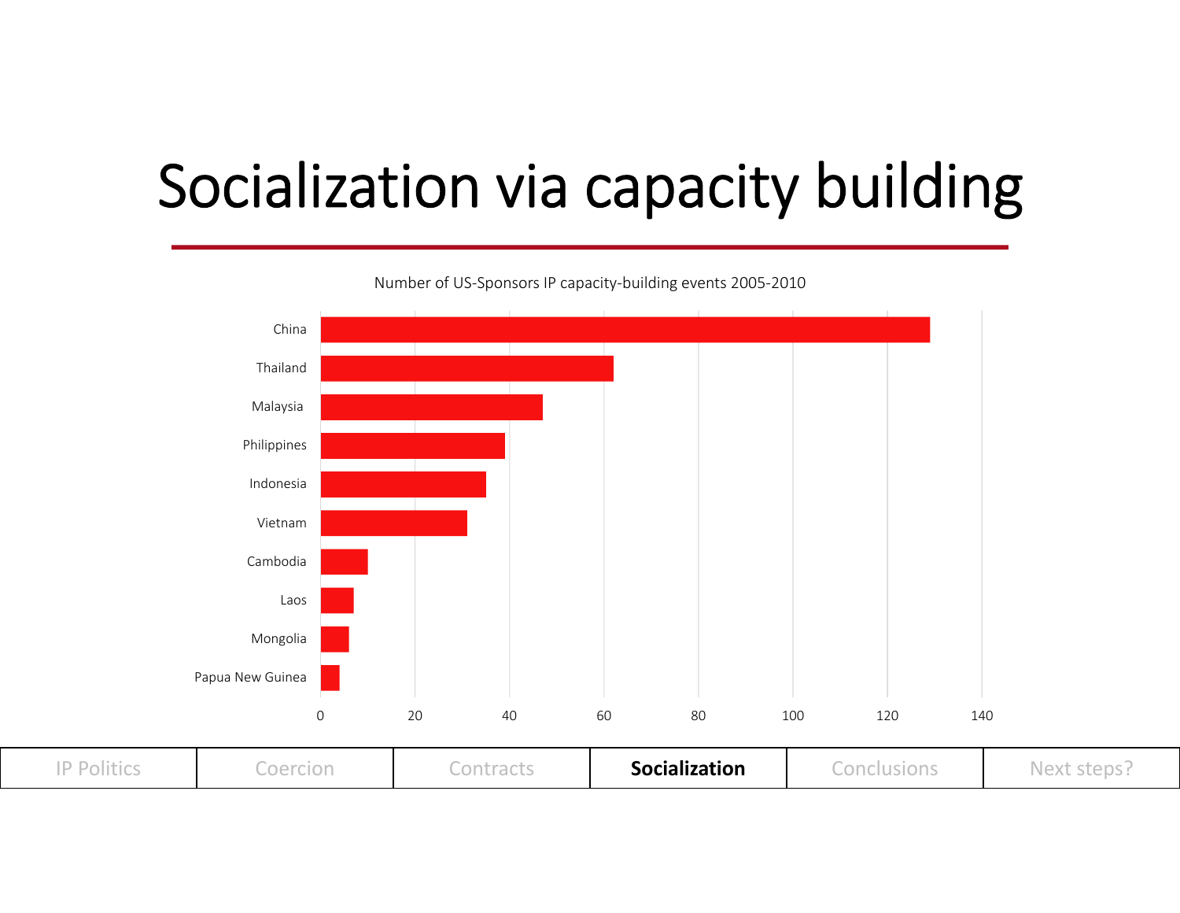# Socialization via capacity building

Number of US-Sponsors IP capacity-building events 2005-2010

| Country | Events (approx.) |
|---|---|
| China | 129 |
| Thailand | 62 |
| Malaysia | 47 |
| Philippines | 39 |
| Indonesia | 35 |
| Vietnam | 31 |
| Cambodia | 10 |
| Laos | 7 |
| Mongolia | 6 |
| Papua New Guinea | 4 |

| IP Politics | Coercion | Contracts | **Socialization** | Conclusions | Next steps? |
|---|---|---|---|---|---|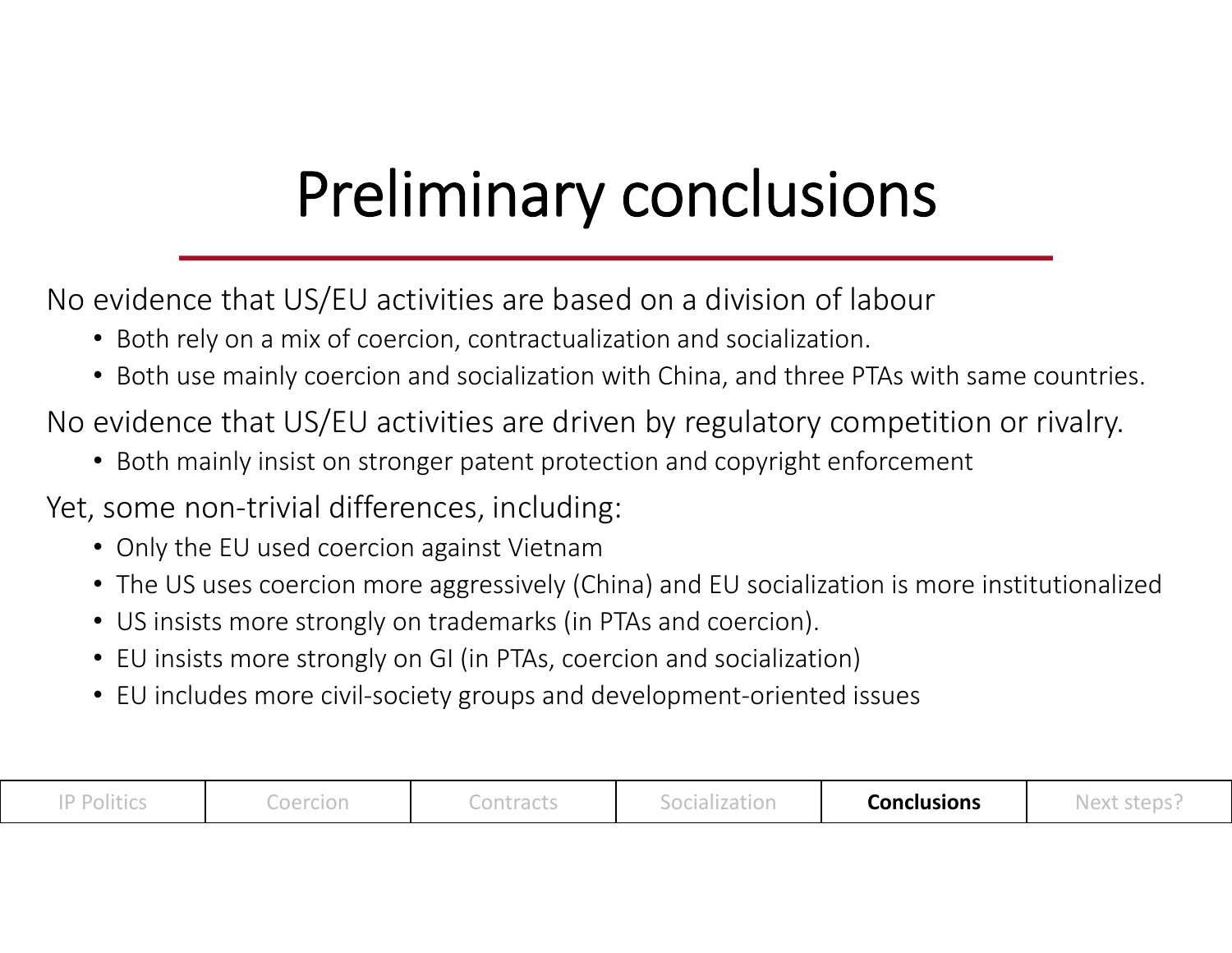# Preliminary conclusions

No evidence that US/EU activities are based on a division of labour

- Both rely on a mix of coercion, contractualization and socialization.
- Both use mainly coercion and socialization with China, and three PTAs with same countries.

No evidence that US/EU activities are driven by regulatory competition or rivalry.

- Both mainly insist on stronger patent protection and copyright enforcement

Yet, some non-trivial differences, including:

- Only the EU used coercion against Vietnam
- The US uses coercion more aggressively (China) and EU socialization is more institutionalized
- US insists more strongly on trademarks (in PTAs and coercion).
- EU insists more strongly on GI (in PTAs, coercion and socialization)
- EU includes more civil-society groups and development-oriented issues

| IP Politics | Coercion | Contracts | Socialization | **Conclusions** | Next steps? |
|---|---|---|---|---|---|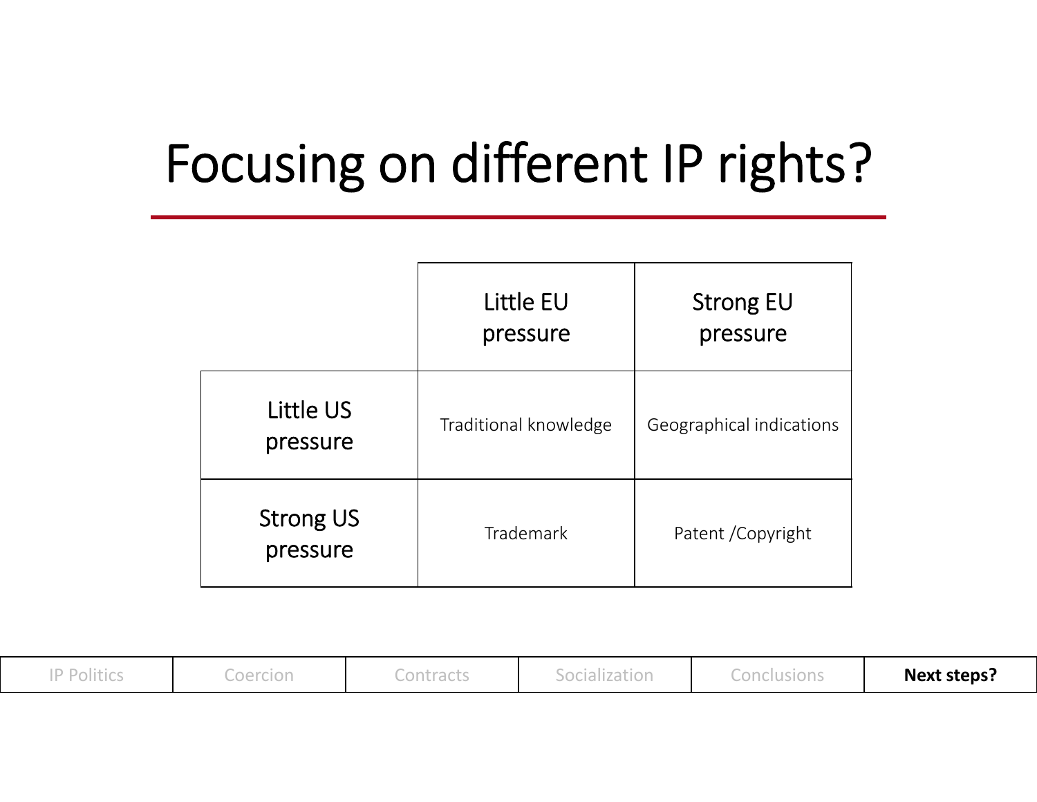# Focusing on different IP rights?

| | Little EU pressure | Strong EU pressure |
|---|---|---|
| Little US pressure | Traditional knowledge | Geographical indications |
| Strong US pressure | Trademark | Patent /Copyright |

| IP Politics | Coercion | Contracts | Socialization | Conclusions | **Next steps?** |
|---|---|---|---|---|---|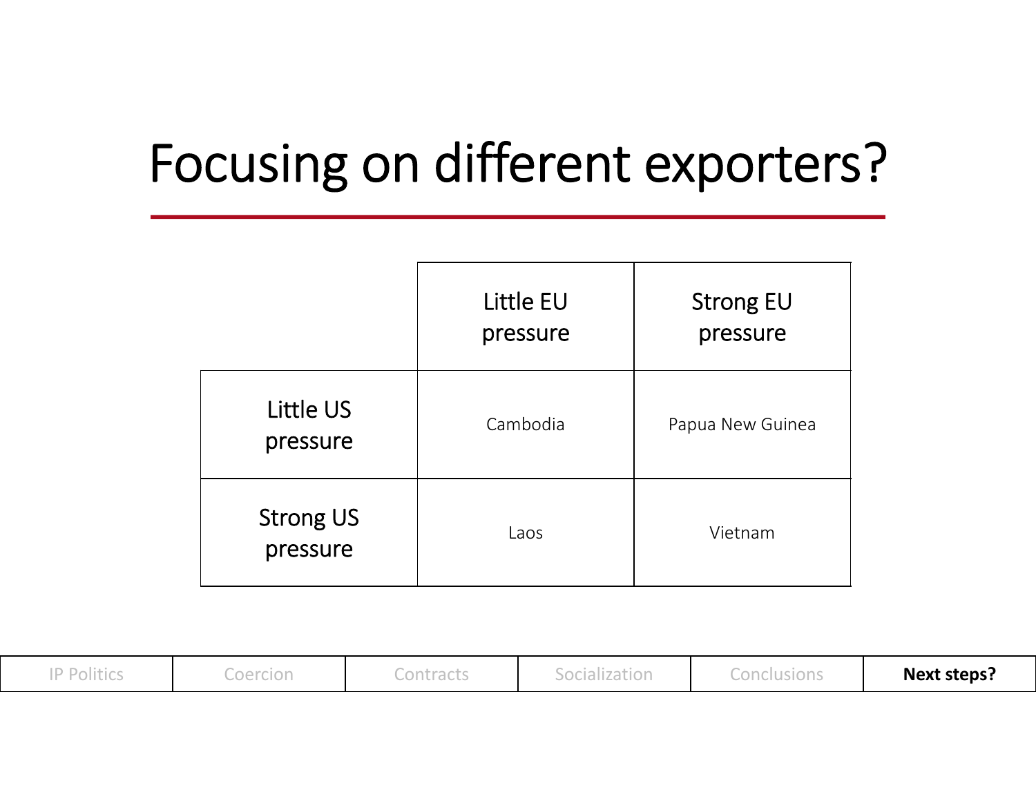# Focusing on different exporters?

| | Little EU pressure | Strong EU pressure |
|---|---|---|
| Little US pressure | Cambodia | Papua New Guinea |
| Strong US pressure | Laos | Vietnam |

IP Politics | Coercion | Contracts | Socialization | Conclusions | **Next steps?**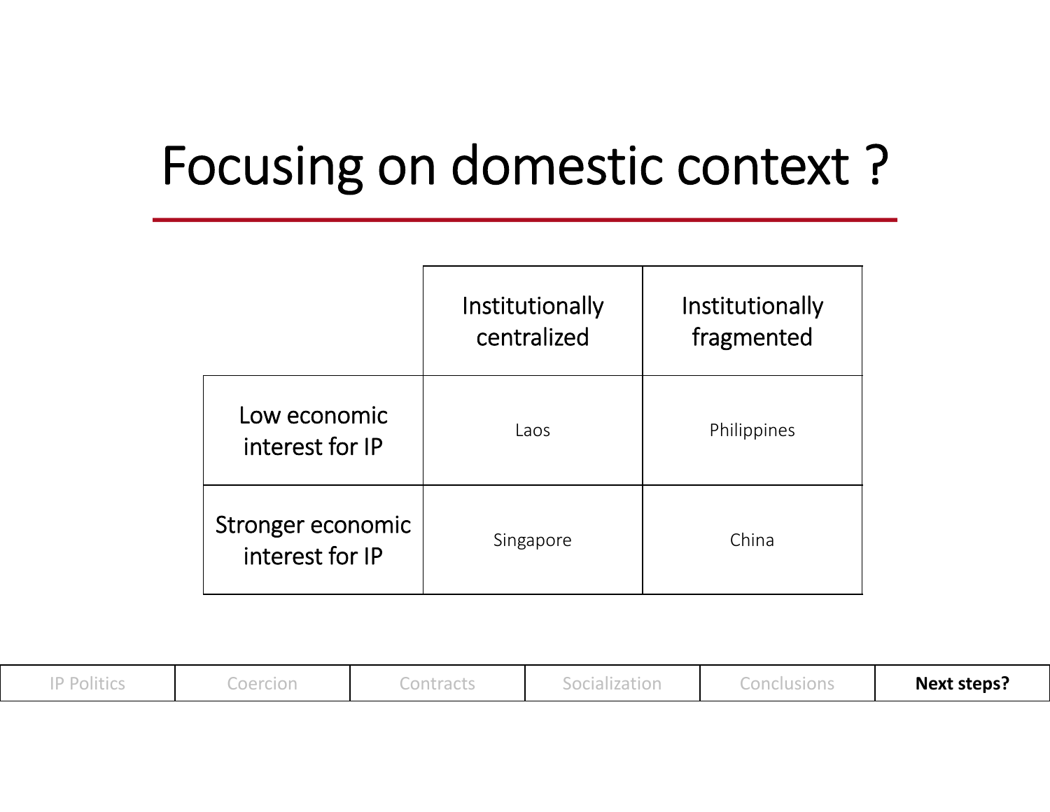# Focusing on domestic context ?

| | Institutionally centralized | Institutionally fragmented |
|---|---|---|
| Low economic interest for IP | Laos | Philippines |
| Stronger economic interest for IP | Singapore | China |

| IP Politics | Coercion | Contracts | Socialization | Conclusions | **Next steps?** |
|---|---|---|---|---|---|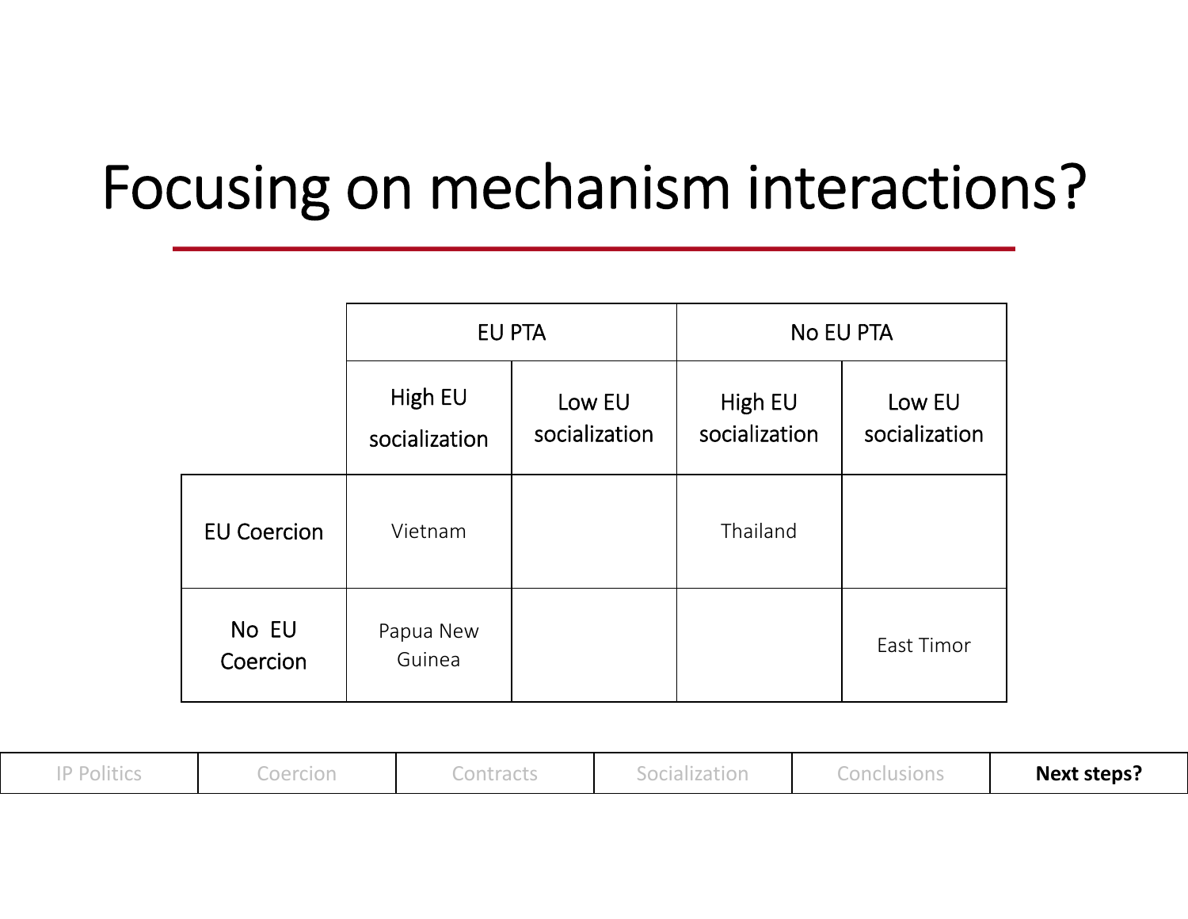# Focusing on mechanism interactions?

| | EU PTA | | No EU PTA | |
|---|---|---|---|---|
| | High EU socialization | Low EU socialization | High EU socialization | Low EU socialization |
| EU Coercion | Vietnam | | Thailand | |
| No EU Coercion | Papua New Guinea | | | East Timor |

| IP Politics | Coercion | Contracts | Socialization | Conclusions | **Next steps?** |
|---|---|---|---|---|---|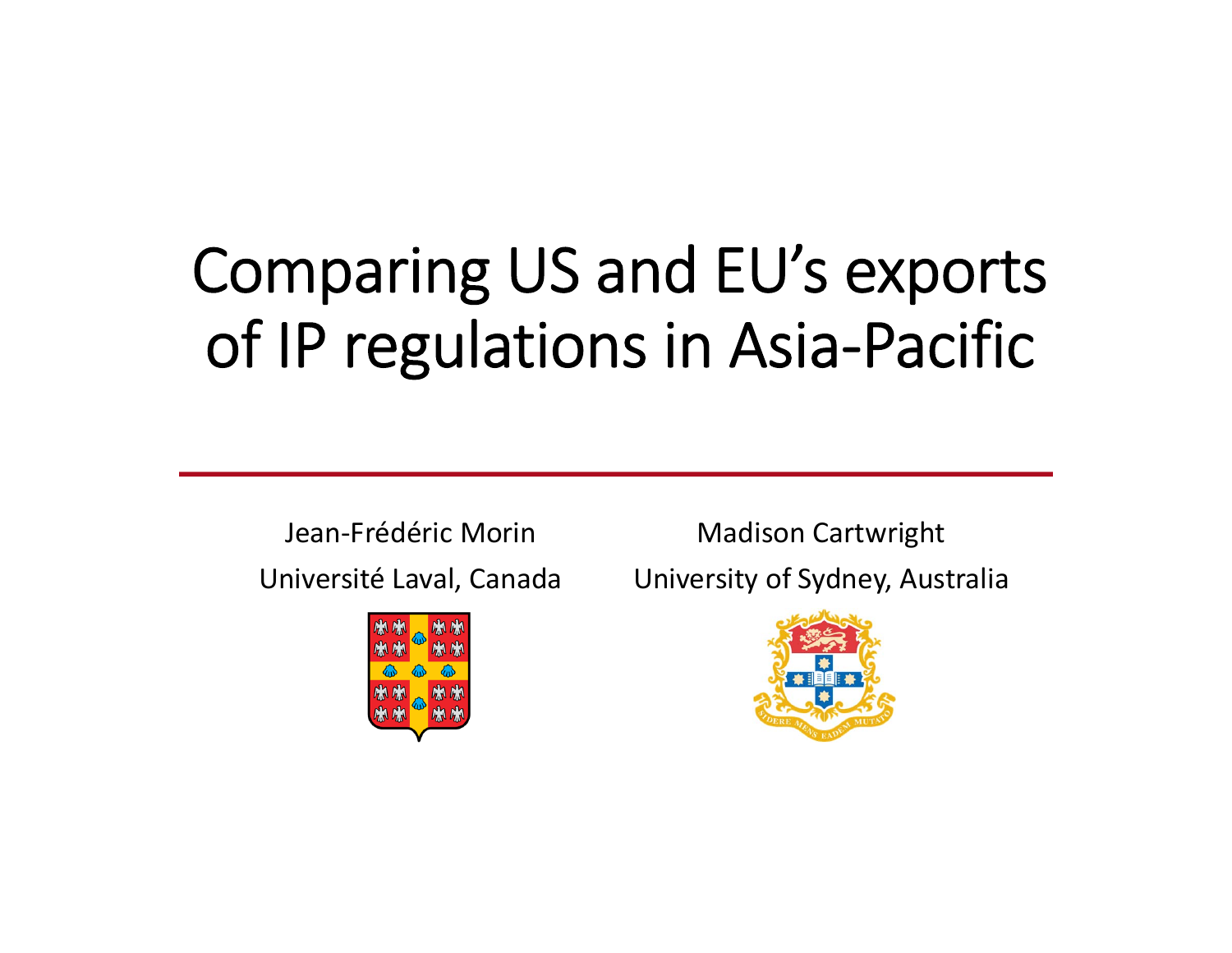# Comparing US and EU's exports of IP regulations in Asia-Pacific

Jean-Frédéric Morin

Université Laval, Canada

Madison Cartwright

University of Sydney, Australia